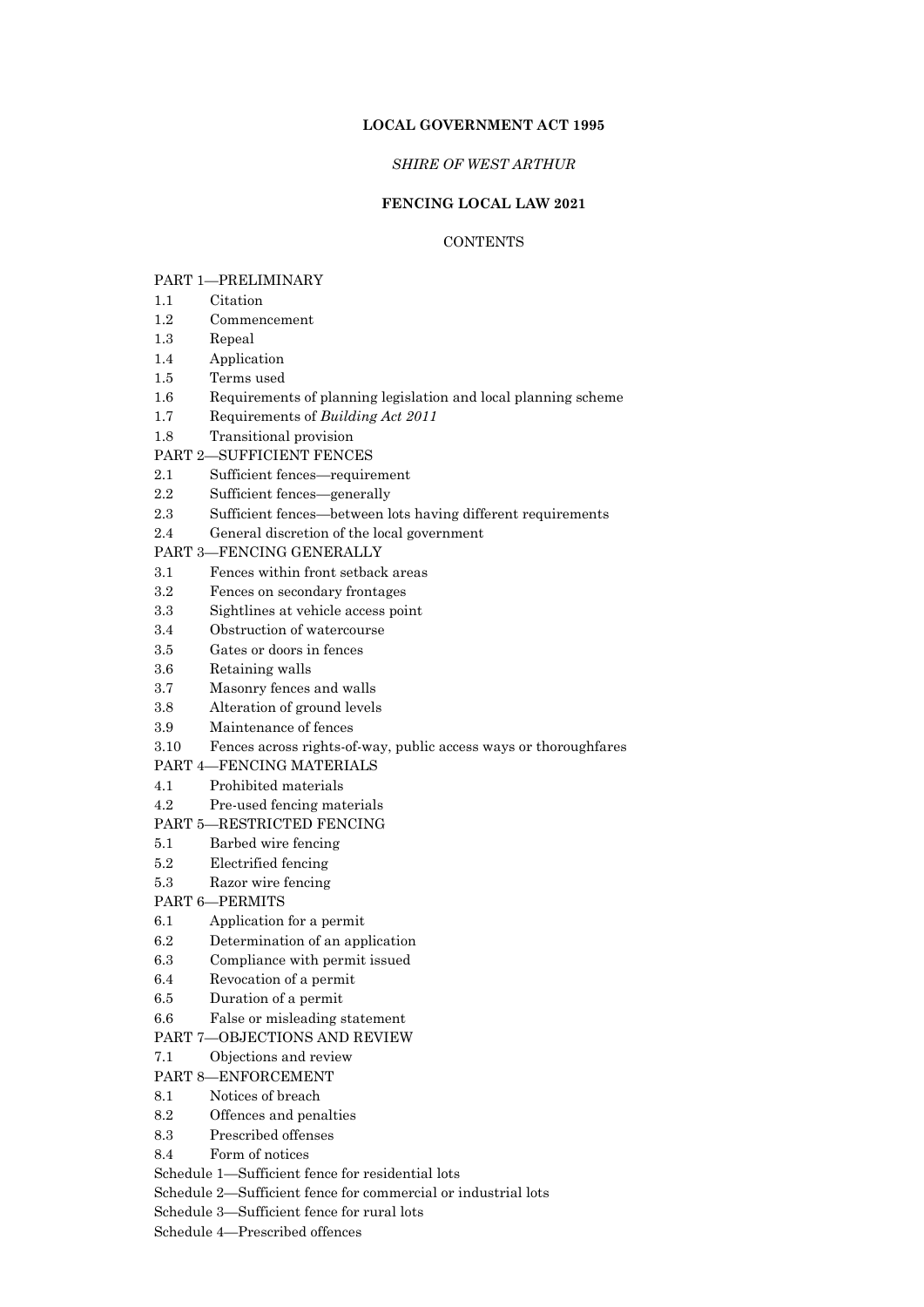**LOCAL GOVERNMENT ACT 1995**

*SHIRE OF WEST ARTHUR*

**FENCING LOCAL LAW 2021**

CONTENTS

PART 1—PRELIMINARY
1.1 Citation
1.2 Commencement
1.3 Repeal
1.4 Application
1.5 Terms used
1.6 Requirements of planning legislation and local planning scheme
1.7 Requirements of *Building Act 2011*
1.8 Transitional provision

PART 2—SUFFICIENT FENCES
2.1 Sufficient fences—requirement
2.2 Sufficient fences—generally
2.3 Sufficient fences—between lots having different requirements
2.4 General discretion of the local government

PART 3—FENCING GENERALLY
3.1 Fences within front setback areas
3.2 Fences on secondary frontages
3.3 Sightlines at vehicle access point
3.4 Obstruction of watercourse
3.5 Gates or doors in fences
3.6 Retaining walls
3.7 Masonry fences and walls
3.8 Alteration of ground levels
3.9 Maintenance of fences
3.10 Fences across rights-of-way, public access ways or thoroughfares

PART 4—FENCING MATERIALS
4.1 Prohibited materials
4.2 Pre-used fencing materials

PART 5—RESTRICTED FENCING
5.1 Barbed wire fencing
5.2 Electrified fencing
5.3 Razor wire fencing

PART 6—PERMITS
6.1 Application for a permit
6.2 Determination of an application
6.3 Compliance with permit issued
6.4 Revocation of a permit
6.5 Duration of a permit
6.6 False or misleading statement

PART 7—OBJECTIONS AND REVIEW
7.1 Objections and review

PART 8—ENFORCEMENT
8.1 Notices of breach
8.2 Offences and penalties
8.3 Prescribed offenses
8.4 Form of notices

Schedule 1—Sufficient fence for residential lots
Schedule 2—Sufficient fence for commercial or industrial lots
Schedule 3—Sufficient fence for rural lots
Schedule 4—Prescribed offences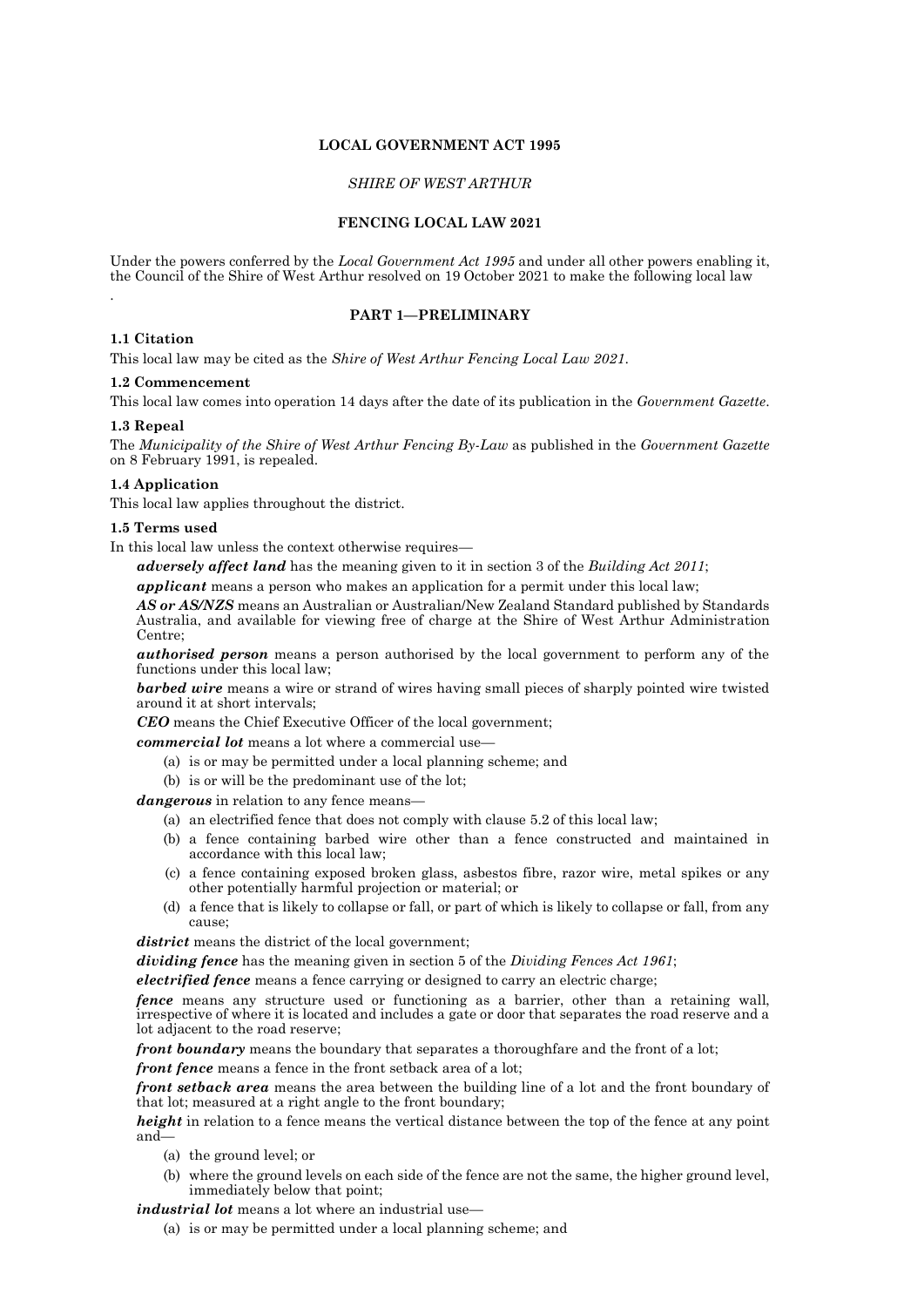**LOCAL GOVERNMENT ACT 1995**

*SHIRE OF WEST ARTHUR*

**FENCING LOCAL LAW 2021**

Under the powers conferred by the *Local Government Act 1995* and under all other powers enabling it, the Council of the Shire of West Arthur resolved on 19 October 2021 to make the following local law

.

## PART 1—PRELIMINARY

### 1.1 Citation

This local law may be cited as the *Shire of West Arthur Fencing Local Law 2021*.

### 1.2 Commencement

This local law comes into operation 14 days after the date of its publication in the *Government Gazette*.

### 1.3 Repeal

The *Municipality of the Shire of West Arthur Fencing By-Law* as published in the *Government Gazette* on 8 February 1991, is repealed.

### 1.4 Application

This local law applies throughout the district.

### 1.5 Terms used

In this local law unless the context otherwise requires—

***adversely affect land*** has the meaning given to it in section 3 of the *Building Act 2011*;

***applicant*** means a person who makes an application for a permit under this local law;

***AS or AS/NZS*** means an Australian or Australian/New Zealand Standard published by Standards Australia, and available for viewing free of charge at the Shire of West Arthur Administration Centre;

***authorised person*** means a person authorised by the local government to perform any of the functions under this local law;

***barbed wire*** means a wire or strand of wires having small pieces of sharply pointed wire twisted around it at short intervals;

***CEO*** means the Chief Executive Officer of the local government;

***commercial lot*** means a lot where a commercial use—

- (a) is or may be permitted under a local planning scheme; and
- (b) is or will be the predominant use of the lot;

***dangerous*** in relation to any fence means—

- (a) an electrified fence that does not comply with clause 5.2 of this local law;
- (b) a fence containing barbed wire other than a fence constructed and maintained in accordance with this local law;
- (c) a fence containing exposed broken glass, asbestos fibre, razor wire, metal spikes or any other potentially harmful projection or material; or
- (d) a fence that is likely to collapse or fall, or part of which is likely to collapse or fall, from any cause;

***district*** means the district of the local government;

***dividing fence*** has the meaning given in section 5 of the *Dividing Fences Act 1961*;

***electrified fence*** means a fence carrying or designed to carry an electric charge;

***fence*** means any structure used or functioning as a barrier, other than a retaining wall, irrespective of where it is located and includes a gate or door that separates the road reserve and a lot adjacent to the road reserve;

***front boundary*** means the boundary that separates a thoroughfare and the front of a lot;

***front fence*** means a fence in the front setback area of a lot;

***front setback area*** means the area between the building line of a lot and the front boundary of that lot; measured at a right angle to the front boundary;

***height*** in relation to a fence means the vertical distance between the top of the fence at any point and—

- (a) the ground level; or
- (b) where the ground levels on each side of the fence are not the same, the higher ground level, immediately below that point;

***industrial lot*** means a lot where an industrial use—

- (a) is or may be permitted under a local planning scheme; and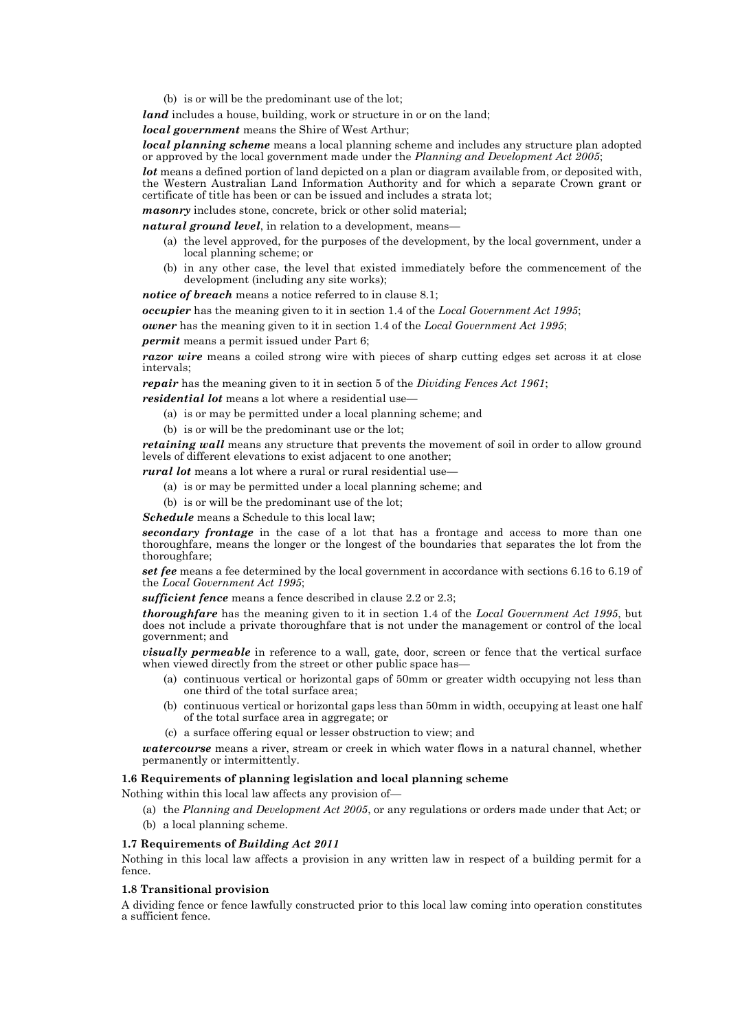(b) is or will be the predominant use of the lot;

***land*** includes a house, building, work or structure in or on the land;

***local government*** means the Shire of West Arthur;

***local planning scheme*** means a local planning scheme and includes any structure plan adopted or approved by the local government made under the *Planning and Development Act 2005*;

***lot*** means a defined portion of land depicted on a plan or diagram available from, or deposited with, the Western Australian Land Information Authority and for which a separate Crown grant or certificate of title has been or can be issued and includes a strata lot;

***masonry*** includes stone, concrete, brick or other solid material;

***natural ground level***, in relation to a development, means—

(a) the level approved, for the purposes of the development, by the local government, under a local planning scheme; or

(b) in any other case, the level that existed immediately before the commencement of the development (including any site works);

***notice of breach*** means a notice referred to in clause 8.1;

***occupier*** has the meaning given to it in section 1.4 of the *Local Government Act 1995*;

***owner*** has the meaning given to it in section 1.4 of the *Local Government Act 1995*;

***permit*** means a permit issued under Part 6;

***razor wire*** means a coiled strong wire with pieces of sharp cutting edges set across it at close intervals;

***repair*** has the meaning given to it in section 5 of the *Dividing Fences Act 1961*;

***residential lot*** means a lot where a residential use—

(a) is or may be permitted under a local planning scheme; and

(b) is or will be the predominant use or the lot;

***retaining wall*** means any structure that prevents the movement of soil in order to allow ground levels of different elevations to exist adjacent to one another;

***rural lot*** means a lot where a rural or rural residential use—

(a) is or may be permitted under a local planning scheme; and

(b) is or will be the predominant use of the lot;

***Schedule*** means a Schedule to this local law;

***secondary frontage*** in the case of a lot that has a frontage and access to more than one thoroughfare, means the longer or the longest of the boundaries that separates the lot from the thoroughfare;

***set fee*** means a fee determined by the local government in accordance with sections 6.16 to 6.19 of the *Local Government Act 1995*;

***sufficient fence*** means a fence described in clause 2.2 or 2.3;

***thoroughfare*** has the meaning given to it in section 1.4 of the *Local Government Act 1995*, but does not include a private thoroughfare that is not under the management or control of the local government; and

***visually permeable*** in reference to a wall, gate, door, screen or fence that the vertical surface when viewed directly from the street or other public space has—

(a) continuous vertical or horizontal gaps of 50mm or greater width occupying not less than one third of the total surface area;

(b) continuous vertical or horizontal gaps less than 50mm in width, occupying at least one half of the total surface area in aggregate; or

(c) a surface offering equal or lesser obstruction to view; and

***watercourse*** means a river, stream or creek in which water flows in a natural channel, whether permanently or intermittently.

**1.6 Requirements of planning legislation and local planning scheme**

Nothing within this local law affects any provision of—

(a) the *Planning and Development Act 2005*, or any regulations or orders made under that Act; or

(b) a local planning scheme.

**1.7 Requirements of *Building Act 2011***

Nothing in this local law affects a provision in any written law in respect of a building permit for a fence.

**1.8 Transitional provision**

A dividing fence or fence lawfully constructed prior to this local law coming into operation constitutes a sufficient fence.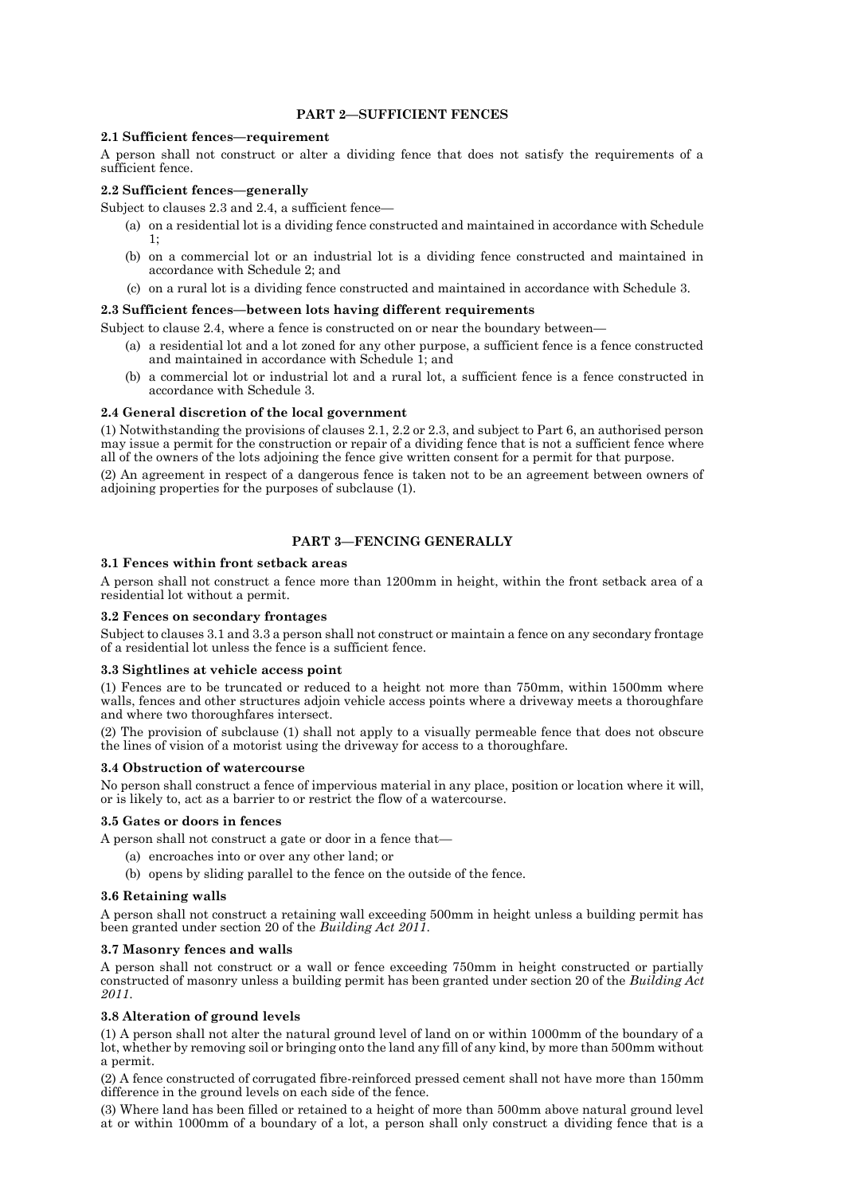## PART 2—SUFFICIENT FENCES

### 2.1 Sufficient fences—requirement

A person shall not construct or alter a dividing fence that does not satisfy the requirements of a sufficient fence.

### 2.2 Sufficient fences—generally

Subject to clauses 2.3 and 2.4, a sufficient fence—

(a) on a residential lot is a dividing fence constructed and maintained in accordance with Schedule 1;

(b) on a commercial lot or an industrial lot is a dividing fence constructed and maintained in accordance with Schedule 2; and

(c) on a rural lot is a dividing fence constructed and maintained in accordance with Schedule 3.

### 2.3 Sufficient fences—between lots having different requirements

Subject to clause 2.4, where a fence is constructed on or near the boundary between—

(a) a residential lot and a lot zoned for any other purpose, a sufficient fence is a fence constructed and maintained in accordance with Schedule 1; and

(b) a commercial lot or industrial lot and a rural lot, a sufficient fence is a fence constructed in accordance with Schedule 3.

### 2.4 General discretion of the local government

(1) Notwithstanding the provisions of clauses 2.1, 2.2 or 2.3, and subject to Part 6, an authorised person may issue a permit for the construction or repair of a dividing fence that is not a sufficient fence where all of the owners of the lots adjoining the fence give written consent for a permit for that purpose.

(2) An agreement in respect of a dangerous fence is taken not to be an agreement between owners of adjoining properties for the purposes of subclause (1).

## PART 3—FENCING GENERALLY

### 3.1 Fences within front setback areas

A person shall not construct a fence more than 1200mm in height, within the front setback area of a residential lot without a permit.

### 3.2 Fences on secondary frontages

Subject to clauses 3.1 and 3.3 a person shall not construct or maintain a fence on any secondary frontage of a residential lot unless the fence is a sufficient fence.

### 3.3 Sightlines at vehicle access point

(1) Fences are to be truncated or reduced to a height not more than 750mm, within 1500mm where walls, fences and other structures adjoin vehicle access points where a driveway meets a thoroughfare and where two thoroughfares intersect.

(2) The provision of subclause (1) shall not apply to a visually permeable fence that does not obscure the lines of vision of a motorist using the driveway for access to a thoroughfare.

### 3.4 Obstruction of watercourse

No person shall construct a fence of impervious material in any place, position or location where it will, or is likely to, act as a barrier to or restrict the flow of a watercourse.

### 3.5 Gates or doors in fences

A person shall not construct a gate or door in a fence that—

(a) encroaches into or over any other land; or

(b) opens by sliding parallel to the fence on the outside of the fence.

### 3.6 Retaining walls

A person shall not construct a retaining wall exceeding 500mm in height unless a building permit has been granted under section 20 of the *Building Act 2011*.

### 3.7 Masonry fences and walls

A person shall not construct or a wall or fence exceeding 750mm in height constructed or partially constructed of masonry unless a building permit has been granted under section 20 of the *Building Act 2011*.

### 3.8 Alteration of ground levels

(1) A person shall not alter the natural ground level of land on or within 1000mm of the boundary of a lot, whether by removing soil or bringing onto the land any fill of any kind, by more than 500mm without a permit.

(2) A fence constructed of corrugated fibre-reinforced pressed cement shall not have more than 150mm difference in the ground levels on each side of the fence.

(3) Where land has been filled or retained to a height of more than 500mm above natural ground level at or within 1000mm of a boundary of a lot, a person shall only construct a dividing fence that is a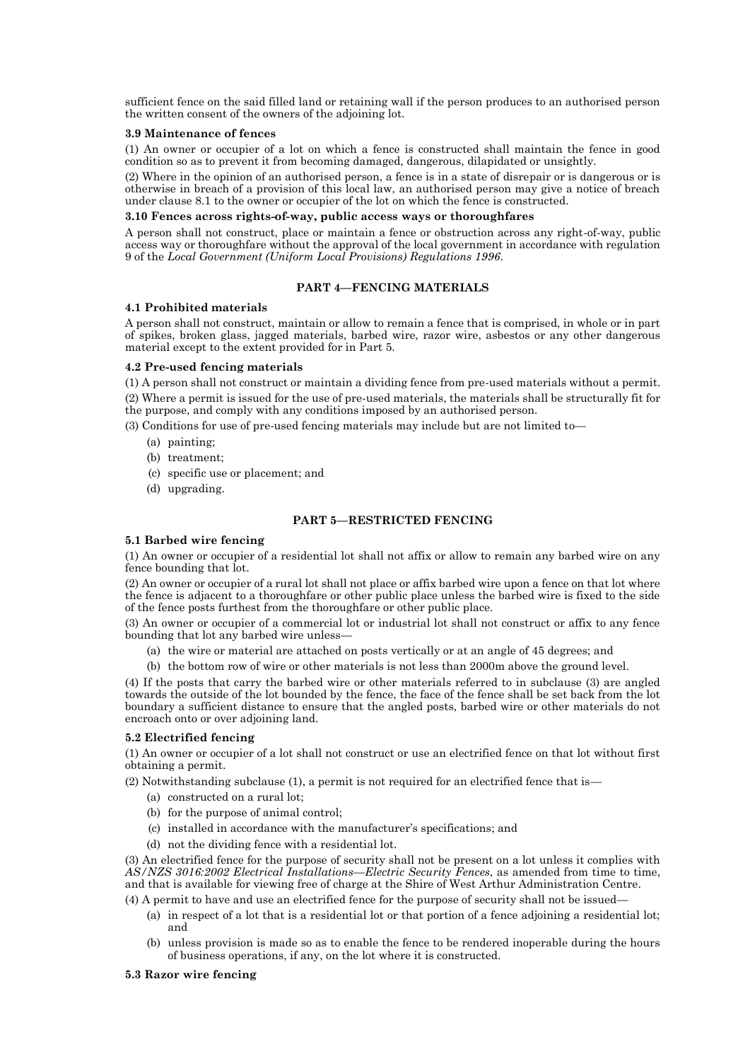sufficient fence on the said filled land or retaining wall if the person produces to an authorised person the written consent of the owners of the adjoining lot.

**3.9 Maintenance of fences**

(1) An owner or occupier of a lot on which a fence is constructed shall maintain the fence in good condition so as to prevent it from becoming damaged, dangerous, dilapidated or unsightly.

(2) Where in the opinion of an authorised person, a fence is in a state of disrepair or is dangerous or is otherwise in breach of a provision of this local law, an authorised person may give a notice of breach under clause 8.1 to the owner or occupier of the lot on which the fence is constructed.

**3.10 Fences across rights-of-way, public access ways or thoroughfares**

A person shall not construct, place or maintain a fence or obstruction across any right-of-way, public access way or thoroughfare without the approval of the local government in accordance with regulation 9 of the *Local Government (Uniform Local Provisions) Regulations 1996*.

## PART 4—FENCING MATERIALS

**4.1 Prohibited materials**

A person shall not construct, maintain or allow to remain a fence that is comprised, in whole or in part of spikes, broken glass, jagged materials, barbed wire, razor wire, asbestos or any other dangerous material except to the extent provided for in Part 5.

**4.2 Pre-used fencing materials**

(1) A person shall not construct or maintain a dividing fence from pre-used materials without a permit.

(2) Where a permit is issued for the use of pre-used materials, the materials shall be structurally fit for the purpose, and comply with any conditions imposed by an authorised person.

(3) Conditions for use of pre-used fencing materials may include but are not limited to—

- (a) painting;
- (b) treatment;
- (c) specific use or placement; and
- (d) upgrading.

## PART 5—RESTRICTED FENCING

**5.1 Barbed wire fencing**

(1) An owner or occupier of a residential lot shall not affix or allow to remain any barbed wire on any fence bounding that lot.

(2) An owner or occupier of a rural lot shall not place or affix barbed wire upon a fence on that lot where the fence is adjacent to a thoroughfare or other public place unless the barbed wire is fixed to the side of the fence posts furthest from the thoroughfare or other public place.

(3) An owner or occupier of a commercial lot or industrial lot shall not construct or affix to any fence bounding that lot any barbed wire unless—

- (a) the wire or material are attached on posts vertically or at an angle of 45 degrees; and
- (b) the bottom row of wire or other materials is not less than 2000m above the ground level.

(4) If the posts that carry the barbed wire or other materials referred to in subclause (3) are angled towards the outside of the lot bounded by the fence, the face of the fence shall be set back from the lot boundary a sufficient distance to ensure that the angled posts, barbed wire or other materials do not encroach onto or over adjoining land.

**5.2 Electrified fencing**

(1) An owner or occupier of a lot shall not construct or use an electrified fence on that lot without first obtaining a permit.

(2) Notwithstanding subclause (1), a permit is not required for an electrified fence that is—

- (a) constructed on a rural lot;
- (b) for the purpose of animal control;
- (c) installed in accordance with the manufacturer's specifications; and
- (d) not the dividing fence with a residential lot.

(3) An electrified fence for the purpose of security shall not be present on a lot unless it complies with *AS/NZS 3016:2002 Electrical Installations—Electric Security Fences*, as amended from time to time, and that is available for viewing free of charge at the Shire of West Arthur Administration Centre.

(4) A permit to have and use an electrified fence for the purpose of security shall not be issued—

- (a) in respect of a lot that is a residential lot or that portion of a fence adjoining a residential lot; and
- (b) unless provision is made so as to enable the fence to be rendered inoperable during the hours of business operations, if any, on the lot where it is constructed.

**5.3 Razor wire fencing**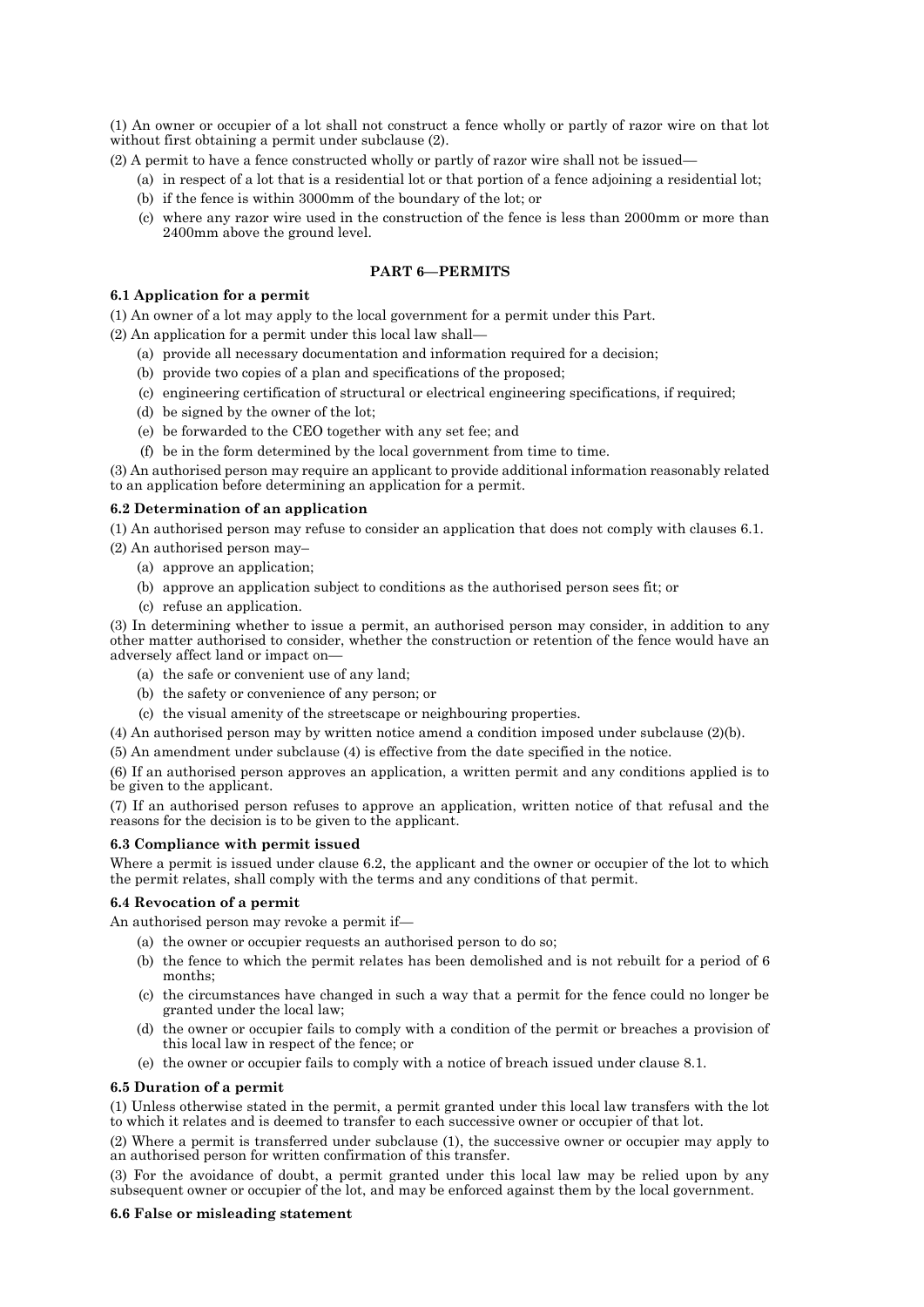(1) An owner or occupier of a lot shall not construct a fence wholly or partly of razor wire on that lot without first obtaining a permit under subclause (2).

(2) A permit to have a fence constructed wholly or partly of razor wire shall not be issued—

(a) in respect of a lot that is a residential lot or that portion of a fence adjoining a residential lot;

(b) if the fence is within 3000mm of the boundary of the lot; or

(c) where any razor wire used in the construction of the fence is less than 2000mm or more than 2400mm above the ground level.

## PART 6—PERMITS

### 6.1 Application for a permit

(1) An owner of a lot may apply to the local government for a permit under this Part.

(2) An application for a permit under this local law shall—

(a) provide all necessary documentation and information required for a decision;

(b) provide two copies of a plan and specifications of the proposed;

(c) engineering certification of structural or electrical engineering specifications, if required;

(d) be signed by the owner of the lot;

(e) be forwarded to the CEO together with any set fee; and

(f) be in the form determined by the local government from time to time.

(3) An authorised person may require an applicant to provide additional information reasonably related to an application before determining an application for a permit.

### 6.2 Determination of an application

(1) An authorised person may refuse to consider an application that does not comply with clauses 6.1.

(2) An authorised person may–

(a) approve an application;

(b) approve an application subject to conditions as the authorised person sees fit; or

(c) refuse an application.

(3) In determining whether to issue a permit, an authorised person may consider, in addition to any other matter authorised to consider, whether the construction or retention of the fence would have an adversely affect land or impact on—

(a) the safe or convenient use of any land;

(b) the safety or convenience of any person; or

(c) the visual amenity of the streetscape or neighbouring properties.

(4) An authorised person may by written notice amend a condition imposed under subclause (2)(b).

(5) An amendment under subclause (4) is effective from the date specified in the notice.

(6) If an authorised person approves an application, a written permit and any conditions applied is to be given to the applicant.

(7) If an authorised person refuses to approve an application, written notice of that refusal and the reasons for the decision is to be given to the applicant.

### 6.3 Compliance with permit issued

Where a permit is issued under clause 6.2, the applicant and the owner or occupier of the lot to which the permit relates, shall comply with the terms and any conditions of that permit.

### 6.4 Revocation of a permit

An authorised person may revoke a permit if—

(a) the owner or occupier requests an authorised person to do so;

(b) the fence to which the permit relates has been demolished and is not rebuilt for a period of 6 months;

(c) the circumstances have changed in such a way that a permit for the fence could no longer be granted under the local law;

(d) the owner or occupier fails to comply with a condition of the permit or breaches a provision of this local law in respect of the fence; or

(e) the owner or occupier fails to comply with a notice of breach issued under clause 8.1.

### 6.5 Duration of a permit

(1) Unless otherwise stated in the permit, a permit granted under this local law transfers with the lot to which it relates and is deemed to transfer to each successive owner or occupier of that lot.

(2) Where a permit is transferred under subclause (1), the successive owner or occupier may apply to an authorised person for written confirmation of this transfer.

(3) For the avoidance of doubt, a permit granted under this local law may be relied upon by any subsequent owner or occupier of the lot, and may be enforced against them by the local government.

### 6.6 False or misleading statement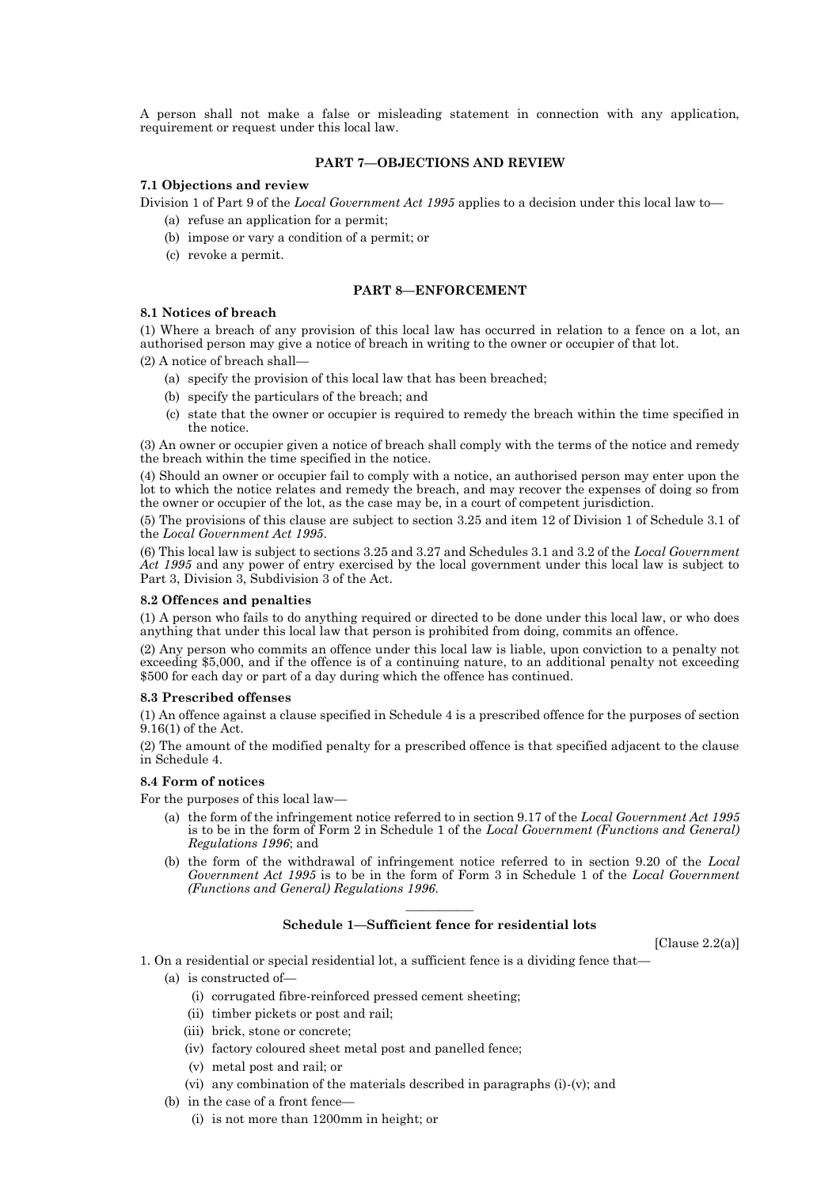A person shall not make a false or misleading statement in connection with any application, requirement or request under this local law.

## PART 7—OBJECTIONS AND REVIEW

### 7.1 Objections and review

Division 1 of Part 9 of the *Local Government Act 1995* applies to a decision under this local law to—

- (a) refuse an application for a permit;
- (b) impose or vary a condition of a permit; or
- (c) revoke a permit.

## PART 8—ENFORCEMENT

### 8.1 Notices of breach

(1) Where a breach of any provision of this local law has occurred in relation to a fence on a lot, an authorised person may give a notice of breach in writing to the owner or occupier of that lot.

(2) A notice of breach shall—

- (a) specify the provision of this local law that has been breached;
- (b) specify the particulars of the breach; and
- (c) state that the owner or occupier is required to remedy the breach within the time specified in the notice.

(3) An owner or occupier given a notice of breach shall comply with the terms of the notice and remedy the breach within the time specified in the notice.

(4) Should an owner or occupier fail to comply with a notice, an authorised person may enter upon the lot to which the notice relates and remedy the breach, and may recover the expenses of doing so from the owner or occupier of the lot, as the case may be, in a court of competent jurisdiction.

(5) The provisions of this clause are subject to section 3.25 and item 12 of Division 1 of Schedule 3.1 of the *Local Government Act 1995*.

(6) This local law is subject to sections 3.25 and 3.27 and Schedules 3.1 and 3.2 of the *Local Government Act 1995* and any power of entry exercised by the local government under this local law is subject to Part 3, Division 3, Subdivision 3 of the Act.

### 8.2 Offences and penalties

(1) A person who fails to do anything required or directed to be done under this local law, or who does anything that under this local law that person is prohibited from doing, commits an offence.

(2) Any person who commits an offence under this local law is liable, upon conviction to a penalty not exceeding $5,000, and if the offence is of a continuing nature, to an additional penalty not exceeding $500 for each day or part of a day during which the offence has continued.

### 8.3 Prescribed offenses

(1) An offence against a clause specified in Schedule 4 is a prescribed offence for the purposes of section 9.16(1) of the Act.

(2) The amount of the modified penalty for a prescribed offence is that specified adjacent to the clause in Schedule 4.

### 8.4 Form of notices

For the purposes of this local law—

- (a) the form of the infringement notice referred to in section 9.17 of the *Local Government Act 1995* is to be in the form of Form 2 in Schedule 1 of the *Local Government (Functions and General) Regulations 1996*; and
- (b) the form of the withdrawal of infringement notice referred to in section 9.20 of the *Local Government Act 1995* is to be in the form of Form 3 in Schedule 1 of the *Local Government (Functions and General) Regulations 1996*.

---

## Schedule 1—Sufficient fence for residential lots

[Clause 2.2(a)]

1. On a residential or special residential lot, a sufficient fence is a dividing fence that—
   - (a) is constructed of—
     - (i) corrugated fibre-reinforced pressed cement sheeting;
     - (ii) timber pickets or post and rail;
     - (iii) brick, stone or concrete;
     - (iv) factory coloured sheet metal post and panelled fence;
     - (v) metal post and rail; or
     - (vi) any combination of the materials described in paragraphs (i)-(v); and
   - (b) in the case of a front fence—
     - (i) is not more than 1200mm in height; or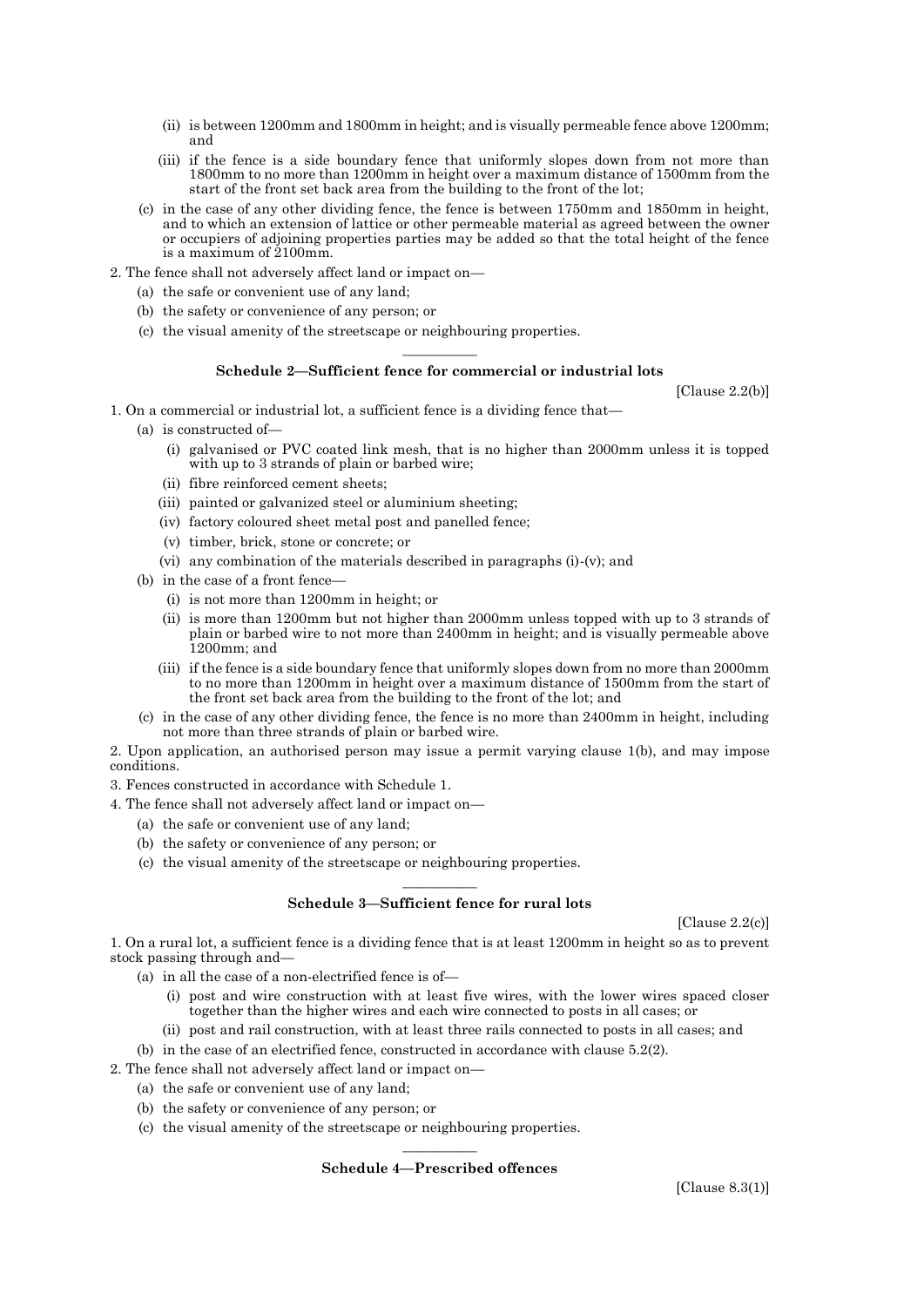(ii) is between 1200mm and 1800mm in height; and is visually permeable fence above 1200mm; and

(iii) if the fence is a side boundary fence that uniformly slopes down from not more than 1800mm to no more than 1200mm in height over a maximum distance of 1500mm from the start of the front set back area from the building to the front of the lot;

(c) in the case of any other dividing fence, the fence is between 1750mm and 1850mm in height, and to which an extension of lattice or other permeable material as agreed between the owner or occupiers of adjoining properties parties may be added so that the total height of the fence is a maximum of 2100mm.

2. The fence shall not adversely affect land or impact on—

(a) the safe or convenient use of any land;

(b) the safety or convenience of any person; or

(c) the visual amenity of the streetscape or neighbouring properties.

---

### Schedule 2—Sufficient fence for commercial or industrial lots

[Clause 2.2(b)]

1. On a commercial or industrial lot, a sufficient fence is a dividing fence that—

(a) is constructed of—

(i) galvanised or PVC coated link mesh, that is no higher than 2000mm unless it is topped with up to 3 strands of plain or barbed wire;

(ii) fibre reinforced cement sheets;

(iii) painted or galvanized steel or aluminium sheeting;

(iv) factory coloured sheet metal post and panelled fence;

(v) timber, brick, stone or concrete; or

(vi) any combination of the materials described in paragraphs (i)-(v); and

(b) in the case of a front fence—

(i) is not more than 1200mm in height; or

(ii) is more than 1200mm but not higher than 2000mm unless topped with up to 3 strands of plain or barbed wire to not more than 2400mm in height; and is visually permeable above 1200mm; and

(iii) if the fence is a side boundary fence that uniformly slopes down from no more than 2000mm to no more than 1200mm in height over a maximum distance of 1500mm from the start of the front set back area from the building to the front of the lot; and

(c) in the case of any other dividing fence, the fence is no more than 2400mm in height, including not more than three strands of plain or barbed wire.

2. Upon application, an authorised person may issue a permit varying clause 1(b), and may impose conditions.

3. Fences constructed in accordance with Schedule 1.

4. The fence shall not adversely affect land or impact on—

(a) the safe or convenient use of any land;

(b) the safety or convenience of any person; or

(c) the visual amenity of the streetscape or neighbouring properties.

---

### Schedule 3—Sufficient fence for rural lots

[Clause 2.2(c)]

1. On a rural lot, a sufficient fence is a dividing fence that is at least 1200mm in height so as to prevent stock passing through and—

(a) in all the case of a non-electrified fence is of—

(i) post and wire construction with at least five wires, with the lower wires spaced closer together than the higher wires and each wire connected to posts in all cases; or

(ii) post and rail construction, with at least three rails connected to posts in all cases; and

(b) in the case of an electrified fence, constructed in accordance with clause 5.2(2).

2. The fence shall not adversely affect land or impact on—

(a) the safe or convenient use of any land;

(b) the safety or convenience of any person; or

(c) the visual amenity of the streetscape or neighbouring properties.

---

### Schedule 4—Prescribed offences

[Clause 8.3(1)]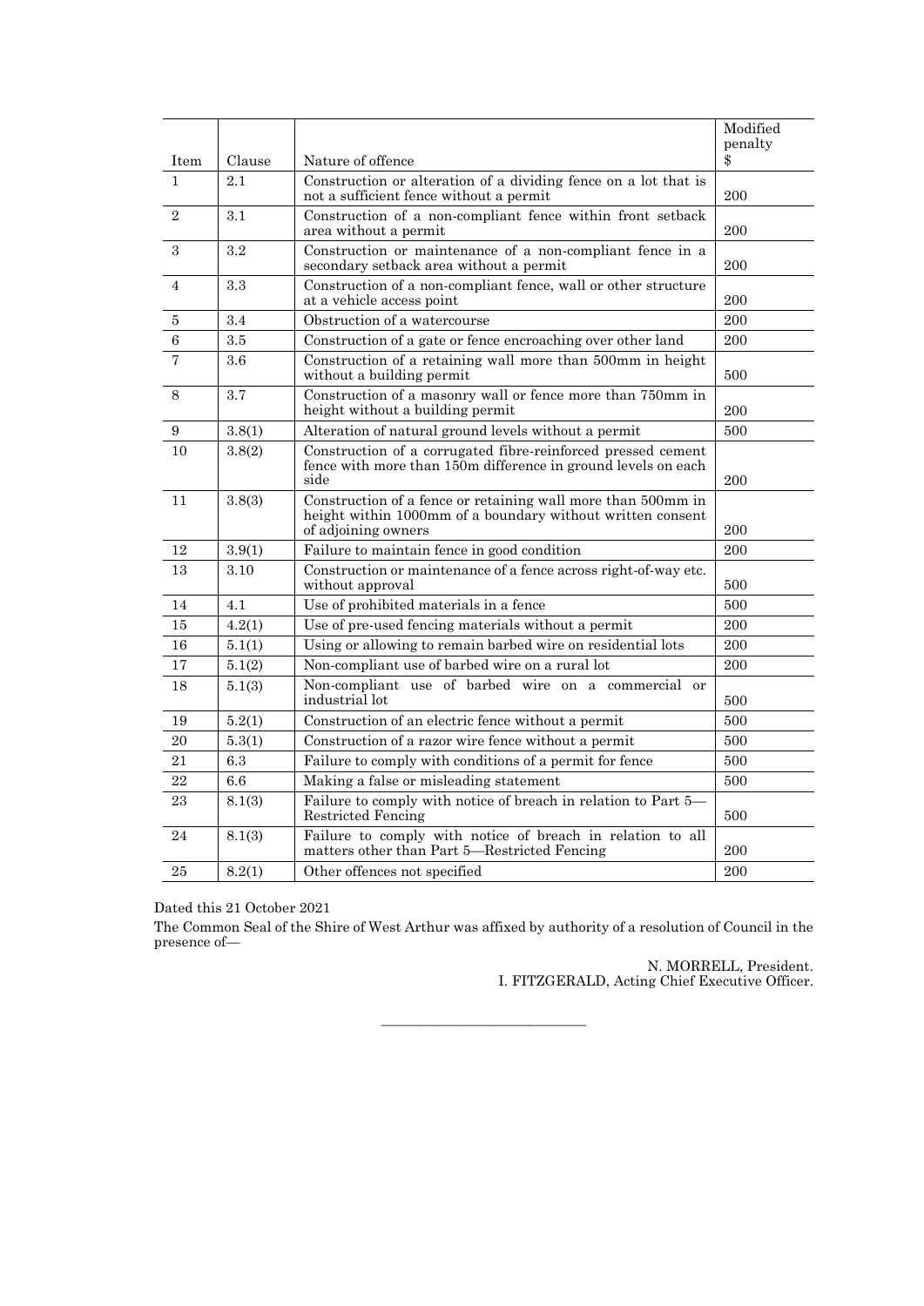| Item | Clause | Nature of offence | Modified penalty $ |
|---|---|---|---|
| 1 | 2.1 | Construction or alteration of a dividing fence on a lot that is not a sufficient fence without a permit | 200 |
| 2 | 3.1 | Construction of a non-compliant fence within front setback area without a permit | 200 |
| 3 | 3.2 | Construction or maintenance of a non-compliant fence in a secondary setback area without a permit | 200 |
| 4 | 3.3 | Construction of a non-compliant fence, wall or other structure at a vehicle access point | 200 |
| 5 | 3.4 | Obstruction of a watercourse | 200 |
| 6 | 3.5 | Construction of a gate or fence encroaching over other land | 200 |
| 7 | 3.6 | Construction of a retaining wall more than 500mm in height without a building permit | 500 |
| 8 | 3.7 | Construction of a masonry wall or fence more than 750mm in height without a building permit | 200 |
| 9 | 3.8(1) | Alteration of natural ground levels without a permit | 500 |
| 10 | 3.8(2) | Construction of a corrugated fibre-reinforced pressed cement fence with more than 150m difference in ground levels on each side | 200 |
| 11 | 3.8(3) | Construction of a fence or retaining wall more than 500mm in height within 1000mm of a boundary without written consent of adjoining owners | 200 |
| 12 | 3.9(1) | Failure to maintain fence in good condition | 200 |
| 13 | 3.10 | Construction or maintenance of a fence across right-of-way etc. without approval | 500 |
| 14 | 4.1 | Use of prohibited materials in a fence | 500 |
| 15 | 4.2(1) | Use of pre-used fencing materials without a permit | 200 |
| 16 | 5.1(1) | Using or allowing to remain barbed wire on residential lots | 200 |
| 17 | 5.1(2) | Non-compliant use of barbed wire on a rural lot | 200 |
| 18 | 5.1(3) | Non-compliant use of barbed wire on a commercial or industrial lot | 500 |
| 19 | 5.2(1) | Construction of an electric fence without a permit | 500 |
| 20 | 5.3(1) | Construction of a razor wire fence without a permit | 500 |
| 21 | 6.3 | Failure to comply with conditions of a permit for fence | 500 |
| 22 | 6.6 | Making a false or misleading statement | 500 |
| 23 | 8.1(3) | Failure to comply with notice of breach in relation to Part 5—Restricted Fencing | 500 |
| 24 | 8.1(3) | Failure to comply with notice of breach in relation to all matters other than Part 5—Restricted Fencing | 200 |
| 25 | 8.2(1) | Other offences not specified | 200 |

Dated this 21 October 2021

The Common Seal of the Shire of West Arthur was affixed by authority of a resolution of Council in the presence of—

N. MORRELL, President.
I. FITZGERALD, Acting Chief Executive Officer.

———————————